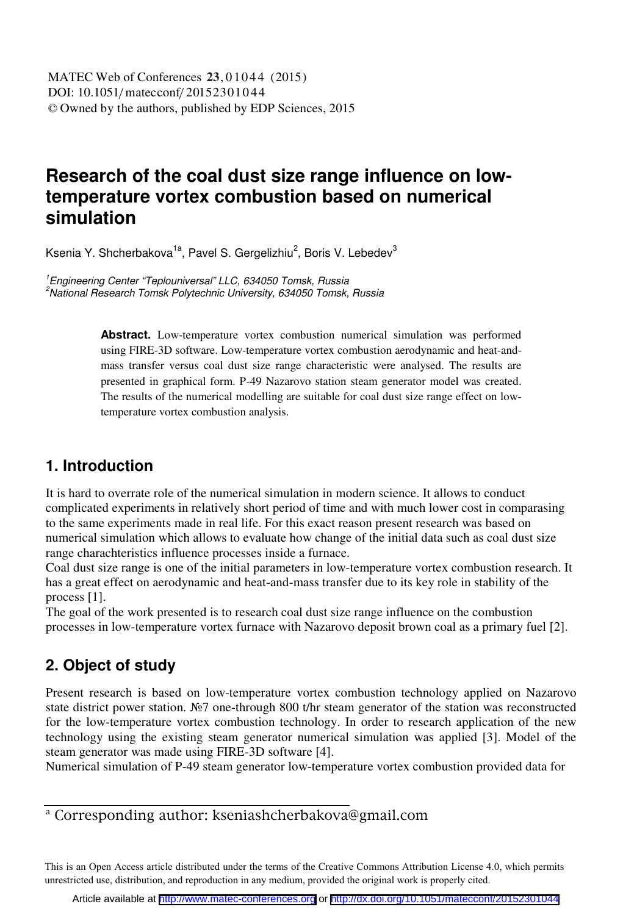# Research of the coal dust size range influence on low-temperature vortex combustion based on numerical simulation

Ksenia Y. Shcherbakova[1a], Pavel S. Gergelizhiu[2], Boris V. Lebedev[3]

[1]*Engineering Center "Teplouniversal" LLC, 634050 Tomsk, Russia*
[2]*National Research Tomsk Polytechnic University, 634050 Tomsk, Russia*

**Abstract.** Low-temperature vortex combustion numerical simulation was performed using FIRE-3D software. Low-temperature vortex combustion aerodynamic and heat-and-mass transfer versus coal dust size range characteristic were analysed. The results are presented in graphical form. P-49 Nazarovo station steam generator model was created. The results of the numerical modelling are suitable for coal dust size range effect on low-temperature vortex combustion analysis.

## 1. Introduction

It is hard to overrate role of the numerical simulation in modern science. It allows to conduct complicated experiments in relatively short period of time and with much lower cost in comparasing to the same experiments made in real life. For this exact reason present research was based on numerical simulation which allows to evaluate how change of the initial data such as coal dust size range charachteristics influence processes inside a furnace.

Coal dust size range is one of the initial parameters in low-temperature vortex combustion research. It has a great effect on aerodynamic and heat-and-mass transfer due to its key role in stability of the process [1].

The goal of the work presented is to research coal dust size range influence on the combustion processes in low-temperature vortex furnace with Nazarovo deposit brown coal as a primary fuel [2].

## 2. Object of study

Present research is based on low-temperature vortex combustion technology applied on Nazarovo state district power station. №7 one-through 800 t/hr steam generator of the station was reconstructed for the low-temperature vortex combustion technology. In order to research application of the new technology using the existing steam generator numerical simulation was applied [3]. Model of the steam generator was made using FIRE-3D software [4].

Numerical simulation of P-49 steam generator low-temperature vortex combustion provided data for

[a] Corresponding author: kseniashcherbakova@gmail.com

This is an Open Access article distributed under the terms of the Creative Commons Attribution License 4.0, which permits unrestricted use, distribution, and reproduction in any medium, provided the original work is properly cited.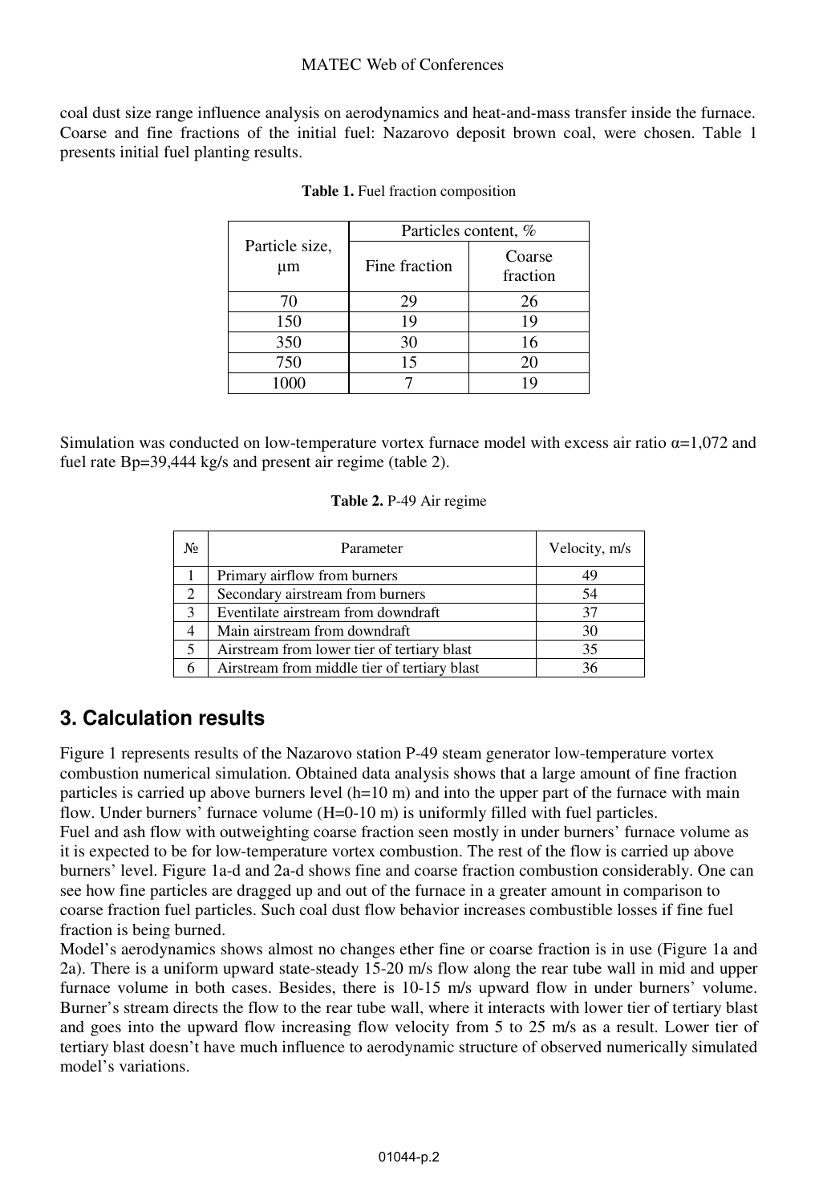coal dust size range influence analysis on aerodynamics and heat-and-mass transfer inside the furnace. Coarse and fine fractions of the initial fuel: Nazarovo deposit brown coal, were chosen. Table 1 presents initial fuel planting results.

**Table 1.** Fuel fraction composition

| Particle size, μm | Particles content, % | |
|---|---|---|
| | Fine fraction | Coarse fraction |
| 70 | 29 | 26 |
| 150 | 19 | 19 |
| 350 | 30 | 16 |
| 750 | 15 | 20 |
| 1000 | 7 | 19 |

Simulation was conducted on low-temperature vortex furnace model with excess air ratio α=1,072 and fuel rate Bp=39,444 kg/s and present air regime (table 2).

**Table 2.** P-49 Air regime

| № | Parameter | Velocity, m/s |
|---|---|---|
| 1 | Primary airflow from burners | 49 |
| 2 | Secondary airstream from burners | 54 |
| 3 | Eventilate airstream from downdraft | 37 |
| 4 | Main airstream from downdraft | 30 |
| 5 | Airstream from lower tier of tertiary blast | 35 |
| 6 | Airstream from middle tier of tertiary blast | 36 |

## 3. Calculation results

Figure 1 represents results of the Nazarovo station P-49 steam generator low-temperature vortex combustion numerical simulation. Obtained data analysis shows that a large amount of fine fraction particles is carried up above burners level (h=10 m) and into the upper part of the furnace with main flow. Under burners' furnace volume (H=0-10 m) is uniformly filled with fuel particles.
Fuel and ash flow with outweighting coarse fraction seen mostly in under burners' furnace volume as it is expected to be for low-temperature vortex combustion. The rest of the flow is carried up above burners' level. Figure 1a-d and 2a-d shows fine and coarse fraction combustion considerably. One can see how fine particles are dragged up and out of the furnace in a greater amount in comparison to coarse fraction fuel particles. Such coal dust flow behavior increases combustible losses if fine fuel fraction is being burned.
Model's aerodynamics shows almost no changes ether fine or coarse fraction is in use (Figure 1a and 2a). There is a uniform upward state-steady 15-20 m/s flow along the rear tube wall in mid and upper furnace volume in both cases. Besides, there is 10-15 m/s upward flow in under burners' volume. Burner's stream directs the flow to the rear tube wall, where it interacts with lower tier of tertiary blast and goes into the upward flow increasing flow velocity from 5 to 25 m/s as a result. Lower tier of tertiary blast doesn't have much influence to aerodynamic structure of observed numerically simulated model's variations.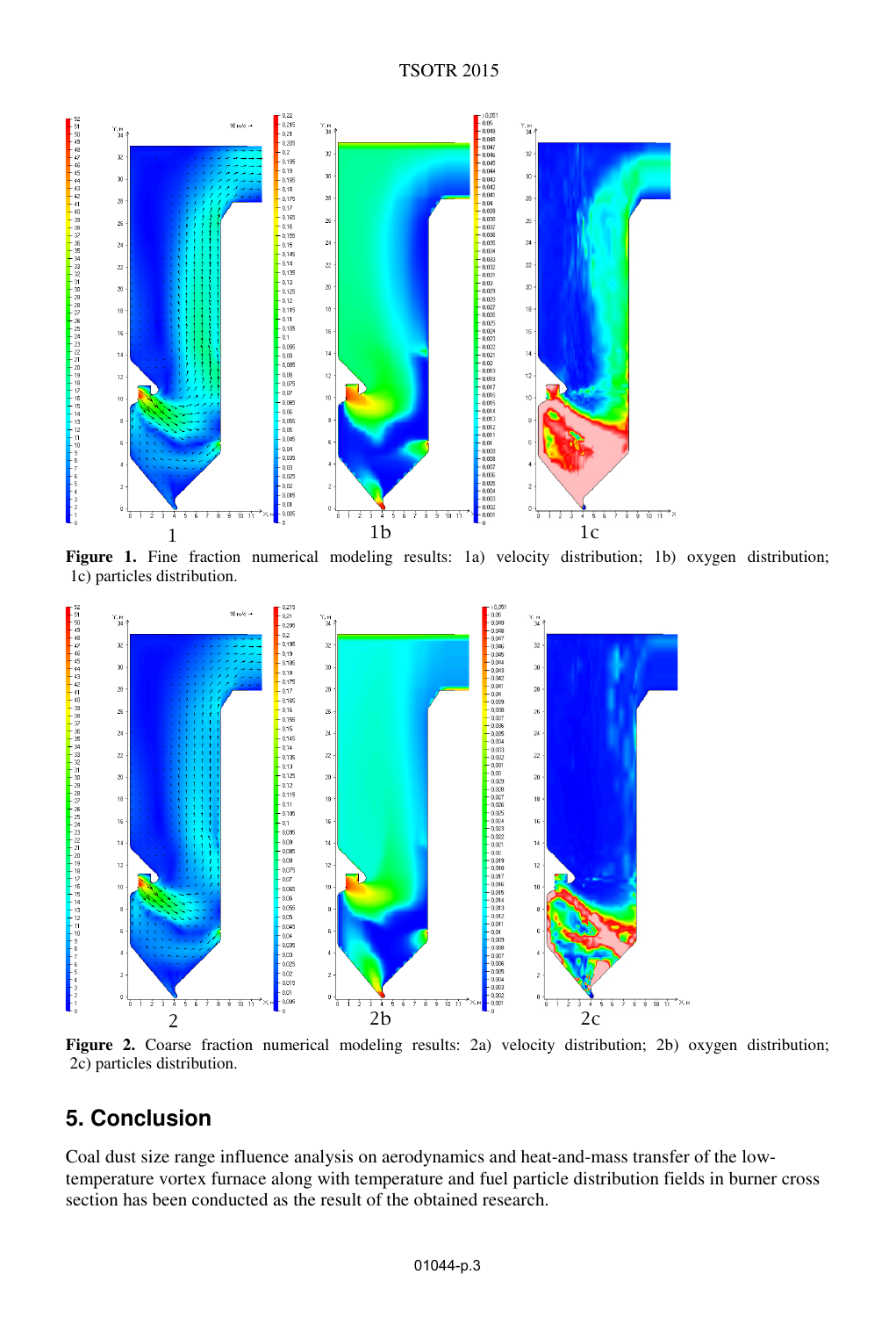**Figure 1.** Fine fraction numerical modeling results: 1a) velocity distribution; 1b) oxygen distribution; 1c) particles distribution.

**Figure 2.** Coarse fraction numerical modeling results: 2a) velocity distribution; 2b) oxygen distribution; 2c) particles distribution.

## 5. Conclusion

Coal dust size range influence analysis on aerodynamics and heat-and-mass transfer of the low-temperature vortex furnace along with temperature and fuel particle distribution fields in burner cross section has been conducted as the result of the obtained research.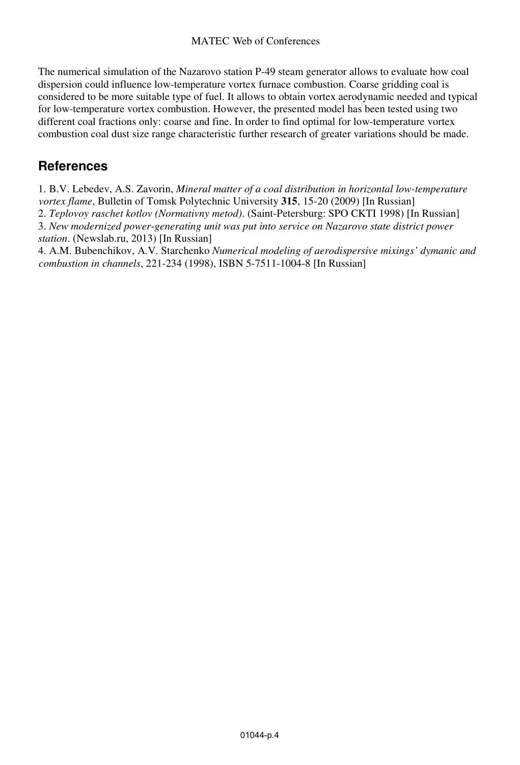The numerical simulation of the Nazarovo station P-49 steam generator allows to evaluate how coal dispersion could influence low-temperature vortex furnace combustion. Coarse gridding coal is considered to be more suitable type of fuel. It allows to obtain vortex aerodynamic needed and typical for low-temperature vortex combustion. However, the presented model has been tested using two different coal fractions only: coarse and fine. In order to find optimal for low-temperature vortex combustion coal dust size range characteristic further research of greater variations should be made.

## References

1. B.V. Lebedev, A.S. Zavorin, *Mineral matter of a coal distribution in horizontal low-temperature vortex flame*, Bulletin of Tomsk Polytechnic University **315**, 15-20 (2009) [In Russian]
2. *Teplovoy raschet kotlov (Normativny metod)*. (Saint-Petersburg: SPO CKTI 1998) [In Russian]
3. *New modernized power-generating unit was put into service on Nazarovo state district power station*. (Newslab.ru, 2013) [In Russian]
4. A.M. Bubenchikov, A.V. Starchenko *Numerical modeling of aerodispersive mixings' dymanic and combustion in channels*, 221-234 (1998), ISBN 5-7511-1004-8 [In Russian]